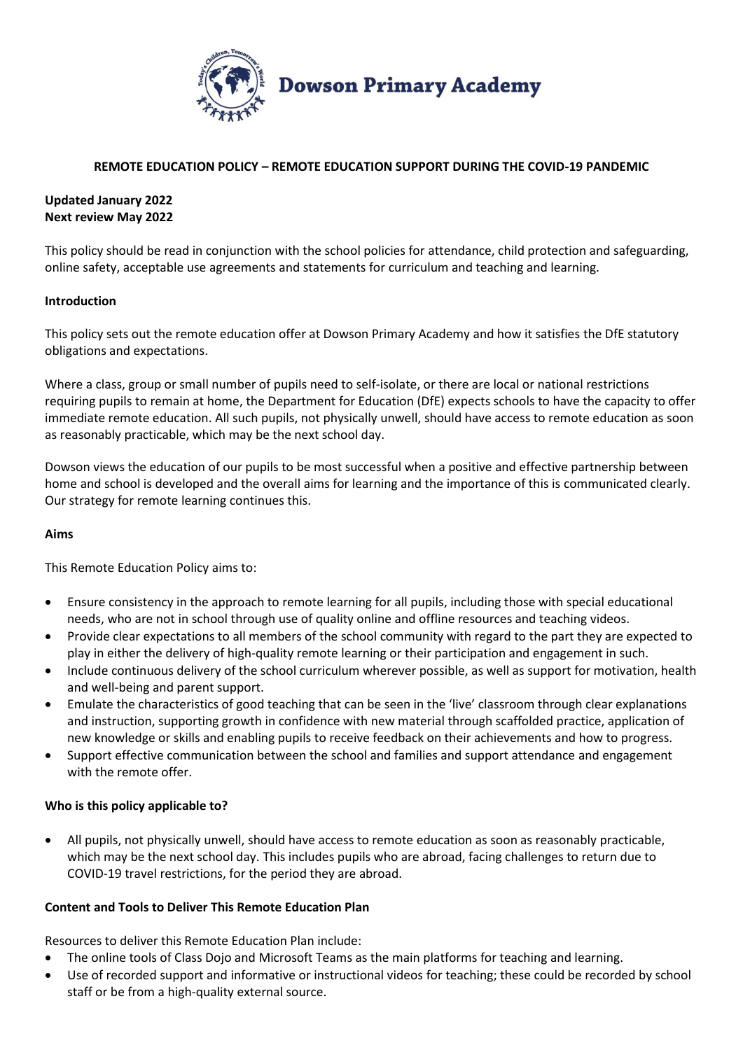# Dowson Primary Academy

## REMOTE EDUCATION POLICY – REMOTE EDUCATION SUPPORT DURING THE COVID-19 PANDEMIC

**Updated January 2022**
**Next review May 2022**

This policy should be read in conjunction with the school policies for attendance, child protection and safeguarding, online safety, acceptable use agreements and statements for curriculum and teaching and learning.

### Introduction

This policy sets out the remote education offer at Dowson Primary Academy and how it satisfies the DfE statutory obligations and expectations.

Where a class, group or small number of pupils need to self-isolate, or there are local or national restrictions requiring pupils to remain at home, the Department for Education (DfE) expects schools to have the capacity to offer immediate remote education. All such pupils, not physically unwell, should have access to remote education as soon as reasonably practicable, which may be the next school day.

Dowson views the education of our pupils to be most successful when a positive and effective partnership between home and school is developed and the overall aims for learning and the importance of this is communicated clearly. Our strategy for remote learning continues this.

### Aims

This Remote Education Policy aims to:

- Ensure consistency in the approach to remote learning for all pupils, including those with special educational needs, who are not in school through use of quality online and offline resources and teaching videos.
- Provide clear expectations to all members of the school community with regard to the part they are expected to play in either the delivery of high-quality remote learning or their participation and engagement in such.
- Include continuous delivery of the school curriculum wherever possible, as well as support for motivation, health and well-being and parent support.
- Emulate the characteristics of good teaching that can be seen in the 'live' classroom through clear explanations and instruction, supporting growth in confidence with new material through scaffolded practice, application of new knowledge or skills and enabling pupils to receive feedback on their achievements and how to progress.
- Support effective communication between the school and families and support attendance and engagement with the remote offer.

### Who is this policy applicable to?

- All pupils, not physically unwell, should have access to remote education as soon as reasonably practicable, which may be the next school day. This includes pupils who are abroad, facing challenges to return due to COVID-19 travel restrictions, for the period they are abroad.

### Content and Tools to Deliver This Remote Education Plan

Resources to deliver this Remote Education Plan include:

- The online tools of Class Dojo and Microsoft Teams as the main platforms for teaching and learning.
- Use of recorded support and informative or instructional videos for teaching; these could be recorded by school staff or be from a high-quality external source.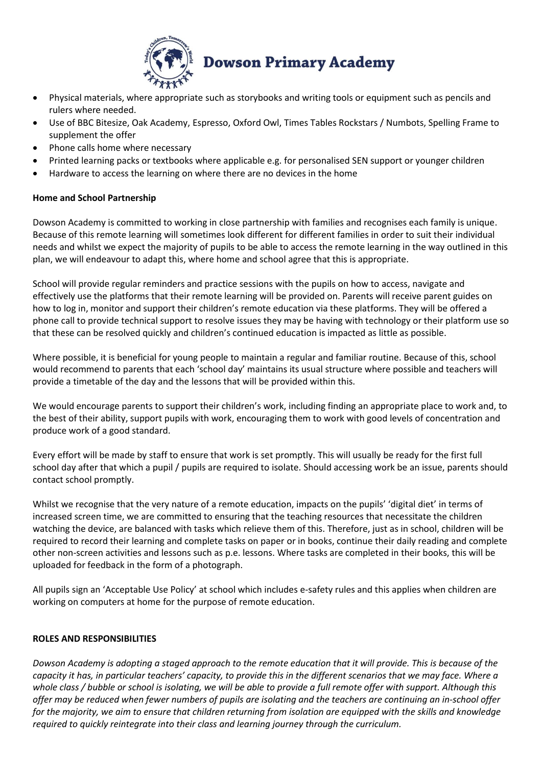- Physical materials, where appropriate such as storybooks and writing tools or equipment such as pencils and rulers where needed.
- Use of BBC Bitesize, Oak Academy, Espresso, Oxford Owl, Times Tables Rockstars / Numbots, Spelling Frame to supplement the offer
- Phone calls home where necessary
- Printed learning packs or textbooks where applicable e.g. for personalised SEN support or younger children
- Hardware to access the learning on where there are no devices in the home

**Home and School Partnership**

Dowson Academy is committed to working in close partnership with families and recognises each family is unique. Because of this remote learning will sometimes look different for different families in order to suit their individual needs and whilst we expect the majority of pupils to be able to access the remote learning in the way outlined in this plan, we will endeavour to adapt this, where home and school agree that this is appropriate.

School will provide regular reminders and practice sessions with the pupils on how to access, navigate and effectively use the platforms that their remote learning will be provided on. Parents will receive parent guides on how to log in, monitor and support their children's remote education via these platforms. They will be offered a phone call to provide technical support to resolve issues they may be having with technology or their platform use so that these can be resolved quickly and children's continued education is impacted as little as possible.

Where possible, it is beneficial for young people to maintain a regular and familiar routine. Because of this, school would recommend to parents that each 'school day' maintains its usual structure where possible and teachers will provide a timetable of the day and the lessons that will be provided within this.

We would encourage parents to support their children's work, including finding an appropriate place to work and, to the best of their ability, support pupils with work, encouraging them to work with good levels of concentration and produce work of a good standard.

Every effort will be made by staff to ensure that work is set promptly. This will usually be ready for the first full school day after that which a pupil / pupils are required to isolate. Should accessing work be an issue, parents should contact school promptly.

Whilst we recognise that the very nature of a remote education, impacts on the pupils' 'digital diet' in terms of increased screen time, we are committed to ensuring that the teaching resources that necessitate the children watching the device, are balanced with tasks which relieve them of this. Therefore, just as in school, children will be required to record their learning and complete tasks on paper or in books, continue their daily reading and complete other non-screen activities and lessons such as p.e. lessons. Where tasks are completed in their books, this will be uploaded for feedback in the form of a photograph.

All pupils sign an 'Acceptable Use Policy' at school which includes e-safety rules and this applies when children are working on computers at home for the purpose of remote education.

**ROLES AND RESPONSIBILITIES**

*Dowson Academy is adopting a staged approach to the remote education that it will provide. This is because of the capacity it has, in particular teachers' capacity, to provide this in the different scenarios that we may face. Where a whole class / bubble or school is isolating, we will be able to provide a full remote offer with support. Although this offer may be reduced when fewer numbers of pupils are isolating and the teachers are continuing an in-school offer for the majority, we aim to ensure that children returning from isolation are equipped with the skills and knowledge required to quickly reintegrate into their class and learning journey through the curriculum.*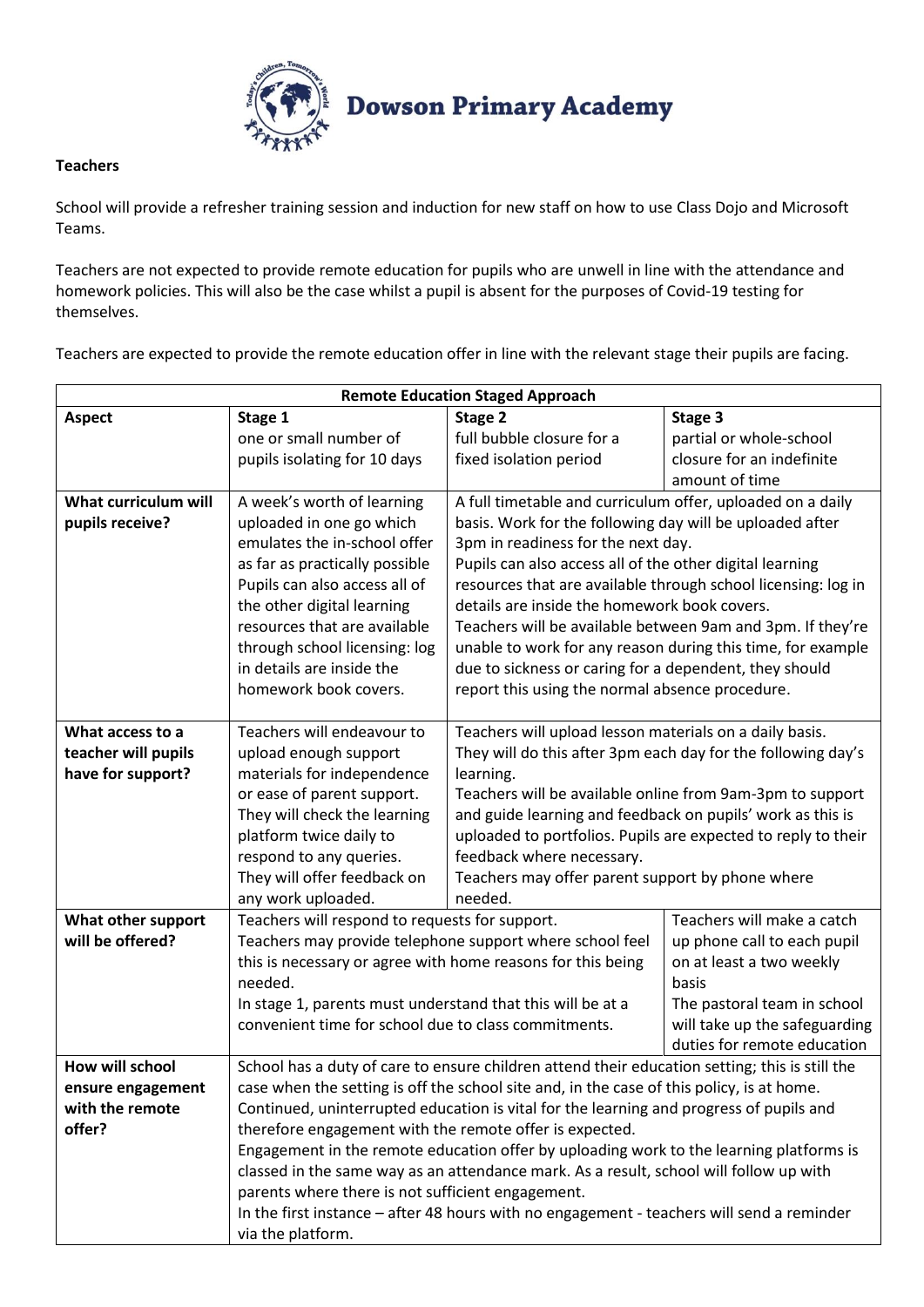**Teachers**

School will provide a refresher training session and induction for new staff on how to use Class Dojo and Microsoft Teams.

Teachers are not expected to provide remote education for pupils who are unwell in line with the attendance and homework policies. This will also be the case whilst a pupil is absent for the purposes of Covid-19 testing for themselves.

Teachers are expected to provide the remote education offer in line with the relevant stage their pupils are facing.

| **Remote Education Staged Approach** | | | |
|---|---|---|---|
| **Aspect** | **Stage 1** one or small number of pupils isolating for 10 days | **Stage 2** full bubble closure for a fixed isolation period | **Stage 3** partial or whole-school closure for an indefinite amount of time |
| **What curriculum will pupils receive?** | A week's worth of learning uploaded in one go which emulates the in-school offer as far as practically possible Pupils can also access all of the other digital learning resources that are available through school licensing: log in details are inside the homework book covers. | A full timetable and curriculum offer, uploaded on a daily basis. Work for the following day will be uploaded after 3pm in readiness for the next day. Pupils can also access all of the other digital learning resources that are available through school licensing: log in details are inside the homework book covers. Teachers will be available between 9am and 3pm. If they're unable to work for any reason during this time, for example due to sickness or caring for a dependent, they should report this using the normal absence procedure. | |
| **What access to a teacher will pupils have for support?** | Teachers will endeavour to upload enough support materials for independence or ease of parent support. They will check the learning platform twice daily to respond to any queries. They will offer feedback on any work uploaded. | Teachers will upload lesson materials on a daily basis. They will do this after 3pm each day for the following day's learning. Teachers will be available online from 9am-3pm to support and guide learning and feedback on pupils' work as this is uploaded to portfolios. Pupils are expected to reply to their feedback where necessary. Teachers may offer parent support by phone where needed. | |
| **What other support will be offered?** | Teachers will respond to requests for support. Teachers may provide telephone support where school feel this is necessary or agree with home reasons for this being needed. In stage 1, parents must understand that this will be at a convenient time for school due to class commitments. | | Teachers will make a catch up phone call to each pupil on at least a two weekly basis The pastoral team in school will take up the safeguarding duties for remote education |
| **How will school ensure engagement with the remote offer?** | School has a duty of care to ensure children attend their education setting; this is still the case when the setting is off the school site and, in the case of this policy, is at home. Continued, uninterrupted education is vital for the learning and progress of pupils and therefore engagement with the remote offer is expected. Engagement in the remote education offer by uploading work to the learning platforms is classed in the same way as an attendance mark. As a result, school will follow up with parents where there is not sufficient engagement. In the first instance – after 48 hours with no engagement - teachers will send a reminder via the platform. | | |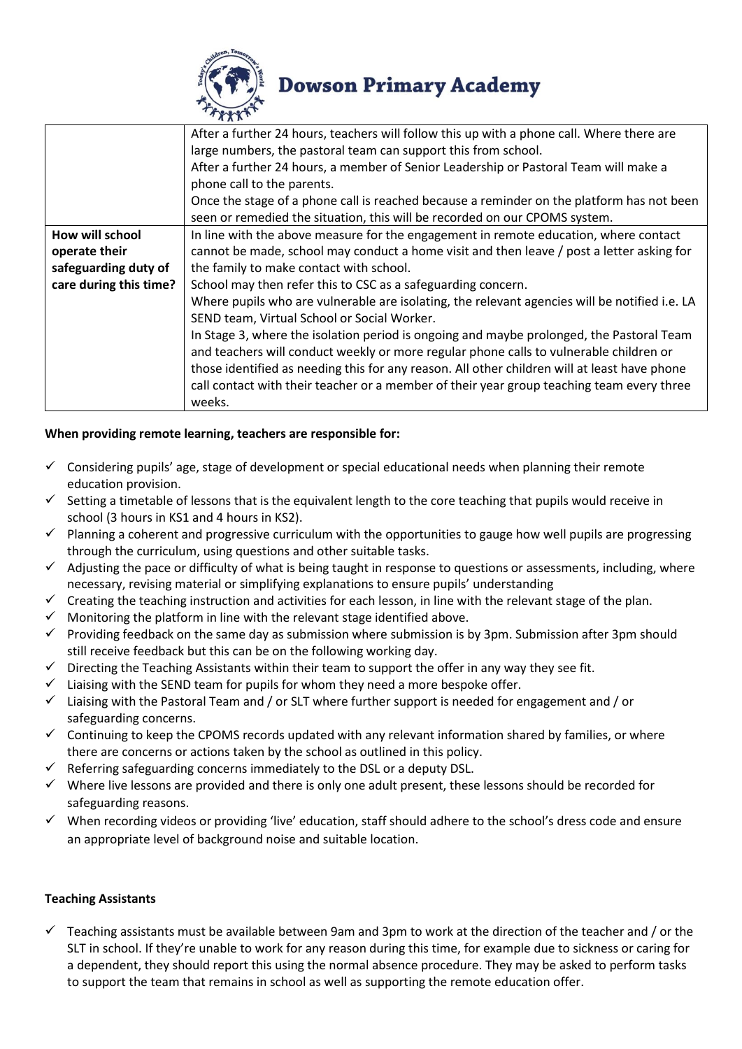| | |
|---|---|
| | After a further 24 hours, teachers will follow this up with a phone call. Where there are large numbers, the pastoral team can support this from school.<br>After a further 24 hours, a member of Senior Leadership or Pastoral Team will make a phone call to the parents.<br>Once the stage of a phone call is reached because a reminder on the platform has not been seen or remedied the situation, this will be recorded on our CPOMS system. |
| **How will school operate their safeguarding duty of care during this time?** | In line with the above measure for the engagement in remote education, where contact cannot be made, school may conduct a home visit and then leave / post a letter asking for the family to make contact with school.<br>School may then refer this to CSC as a safeguarding concern.<br>Where pupils who are vulnerable are isolating, the relevant agencies will be notified i.e. LA SEND team, Virtual School or Social Worker.<br>In Stage 3, where the isolation period is ongoing and maybe prolonged, the Pastoral Team and teachers will conduct weekly or more regular phone calls to vulnerable children or those identified as needing this for any reason. All other children will at least have phone call contact with their teacher or a member of their year group teaching team every three weeks. |

**When providing remote learning, teachers are responsible for:**

- ✓ Considering pupils' age, stage of development or special educational needs when planning their remote education provision.
- ✓ Setting a timetable of lessons that is the equivalent length to the core teaching that pupils would receive in school (3 hours in KS1 and 4 hours in KS2).
- ✓ Planning a coherent and progressive curriculum with the opportunities to gauge how well pupils are progressing through the curriculum, using questions and other suitable tasks.
- ✓ Adjusting the pace or difficulty of what is being taught in response to questions or assessments, including, where necessary, revising material or simplifying explanations to ensure pupils' understanding
- ✓ Creating the teaching instruction and activities for each lesson, in line with the relevant stage of the plan.
- ✓ Monitoring the platform in line with the relevant stage identified above.
- ✓ Providing feedback on the same day as submission where submission is by 3pm. Submission after 3pm should still receive feedback but this can be on the following working day.
- ✓ Directing the Teaching Assistants within their team to support the offer in any way they see fit.
- ✓ Liaising with the SEND team for pupils for whom they need a more bespoke offer.
- ✓ Liaising with the Pastoral Team and / or SLT where further support is needed for engagement and / or safeguarding concerns.
- ✓ Continuing to keep the CPOMS records updated with any relevant information shared by families, or where there are concerns or actions taken by the school as outlined in this policy.
- ✓ Referring safeguarding concerns immediately to the DSL or a deputy DSL.
- ✓ Where live lessons are provided and there is only one adult present, these lessons should be recorded for safeguarding reasons.
- ✓ When recording videos or providing 'live' education, staff should adhere to the school's dress code and ensure an appropriate level of background noise and suitable location.

**Teaching Assistants**

- ✓ Teaching assistants must be available between 9am and 3pm to work at the direction of the teacher and / or the SLT in school. If they're unable to work for any reason during this time, for example due to sickness or caring for a dependent, they should report this using the normal absence procedure. They may be asked to perform tasks to support the team that remains in school as well as supporting the remote education offer.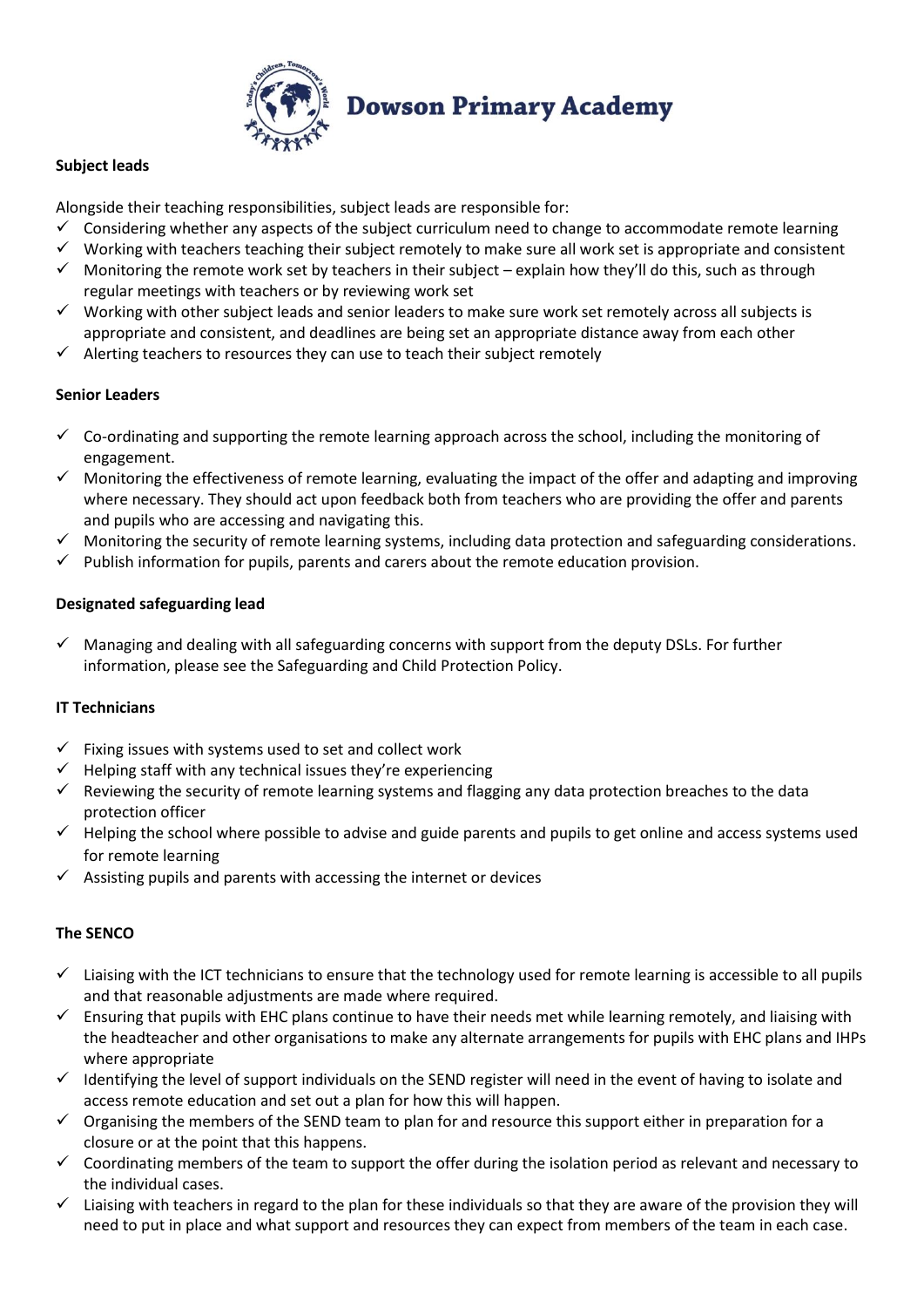**Subject leads**

Alongside their teaching responsibilities, subject leads are responsible for:

- ✓ Considering whether any aspects of the subject curriculum need to change to accommodate remote learning
- ✓ Working with teachers teaching their subject remotely to make sure all work set is appropriate and consistent
- ✓ Monitoring the remote work set by teachers in their subject – explain how they'll do this, such as through regular meetings with teachers or by reviewing work set
- ✓ Working with other subject leads and senior leaders to make sure work set remotely across all subjects is appropriate and consistent, and deadlines are being set an appropriate distance away from each other
- ✓ Alerting teachers to resources they can use to teach their subject remotely

**Senior Leaders**

- ✓ Co-ordinating and supporting the remote learning approach across the school, including the monitoring of engagement.
- ✓ Monitoring the effectiveness of remote learning, evaluating the impact of the offer and adapting and improving where necessary. They should act upon feedback both from teachers who are providing the offer and parents and pupils who are accessing and navigating this.
- ✓ Monitoring the security of remote learning systems, including data protection and safeguarding considerations.
- ✓ Publish information for pupils, parents and carers about the remote education provision.

**Designated safeguarding lead**

- ✓ Managing and dealing with all safeguarding concerns with support from the deputy DSLs. For further information, please see the Safeguarding and Child Protection Policy.

**IT Technicians**

- ✓ Fixing issues with systems used to set and collect work
- ✓ Helping staff with any technical issues they're experiencing
- ✓ Reviewing the security of remote learning systems and flagging any data protection breaches to the data protection officer
- ✓ Helping the school where possible to advise and guide parents and pupils to get online and access systems used for remote learning
- ✓ Assisting pupils and parents with accessing the internet or devices

**The SENCO**

- ✓ Liaising with the ICT technicians to ensure that the technology used for remote learning is accessible to all pupils and that reasonable adjustments are made where required.
- ✓ Ensuring that pupils with EHC plans continue to have their needs met while learning remotely, and liaising with the headteacher and other organisations to make any alternate arrangements for pupils with EHC plans and IHPs where appropriate
- ✓ Identifying the level of support individuals on the SEND register will need in the event of having to isolate and access remote education and set out a plan for how this will happen.
- ✓ Organising the members of the SEND team to plan for and resource this support either in preparation for a closure or at the point that this happens.
- ✓ Coordinating members of the team to support the offer during the isolation period as relevant and necessary to the individual cases.
- ✓ Liaising with teachers in regard to the plan for these individuals so that they are aware of the provision they will need to put in place and what support and resources they can expect from members of the team in each case.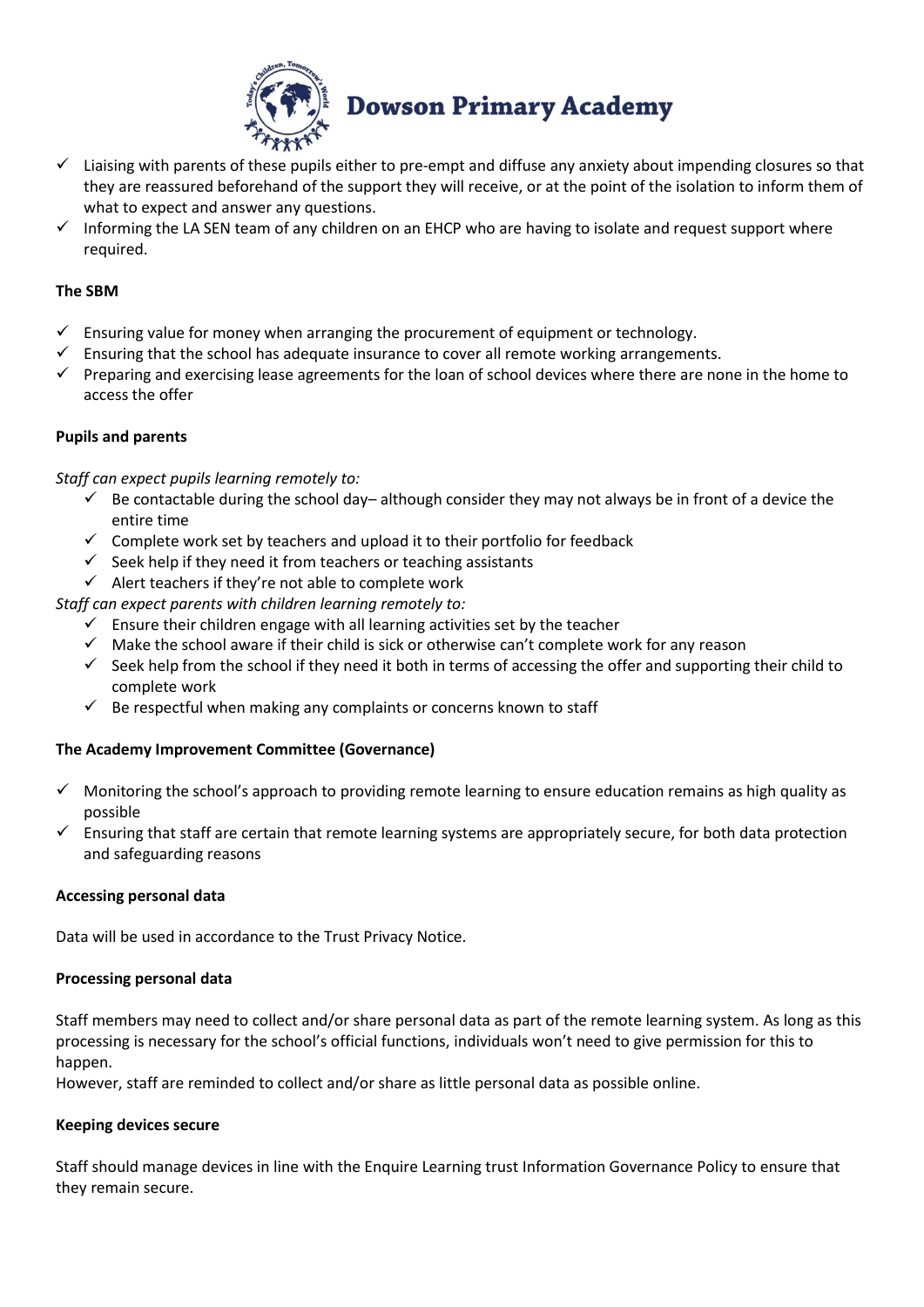- ✓ Liaising with parents of these pupils either to pre-empt and diffuse any anxiety about impending closures so that they are reassured beforehand of the support they will receive, or at the point of the isolation to inform them of what to expect and answer any questions.
- ✓ Informing the LA SEN team of any children on an EHCP who are having to isolate and request support where required.

**The SBM**

- ✓ Ensuring value for money when arranging the procurement of equipment or technology.
- ✓ Ensuring that the school has adequate insurance to cover all remote working arrangements.
- ✓ Preparing and exercising lease agreements for the loan of school devices where there are none in the home to access the offer

**Pupils and parents**

*Staff can expect pupils learning remotely to:*

- ✓ Be contactable during the school day– although consider they may not always be in front of a device the entire time
- ✓ Complete work set by teachers and upload it to their portfolio for feedback
- ✓ Seek help if they need it from teachers or teaching assistants
- ✓ Alert teachers if they're not able to complete work

*Staff can expect parents with children learning remotely to:*

- ✓ Ensure their children engage with all learning activities set by the teacher
- ✓ Make the school aware if their child is sick or otherwise can't complete work for any reason
- ✓ Seek help from the school if they need it both in terms of accessing the offer and supporting their child to complete work
- ✓ Be respectful when making any complaints or concerns known to staff

**The Academy Improvement Committee (Governance)**

- ✓ Monitoring the school's approach to providing remote learning to ensure education remains as high quality as possible
- ✓ Ensuring that staff are certain that remote learning systems are appropriately secure, for both data protection and safeguarding reasons

**Accessing personal data**

Data will be used in accordance to the Trust Privacy Notice.

**Processing personal data**

Staff members may need to collect and/or share personal data as part of the remote learning system. As long as this processing is necessary for the school's official functions, individuals won't need to give permission for this to happen.

However, staff are reminded to collect and/or share as little personal data as possible online.

**Keeping devices secure**

Staff should manage devices in line with the Enquire Learning trust Information Governance Policy to ensure that they remain secure.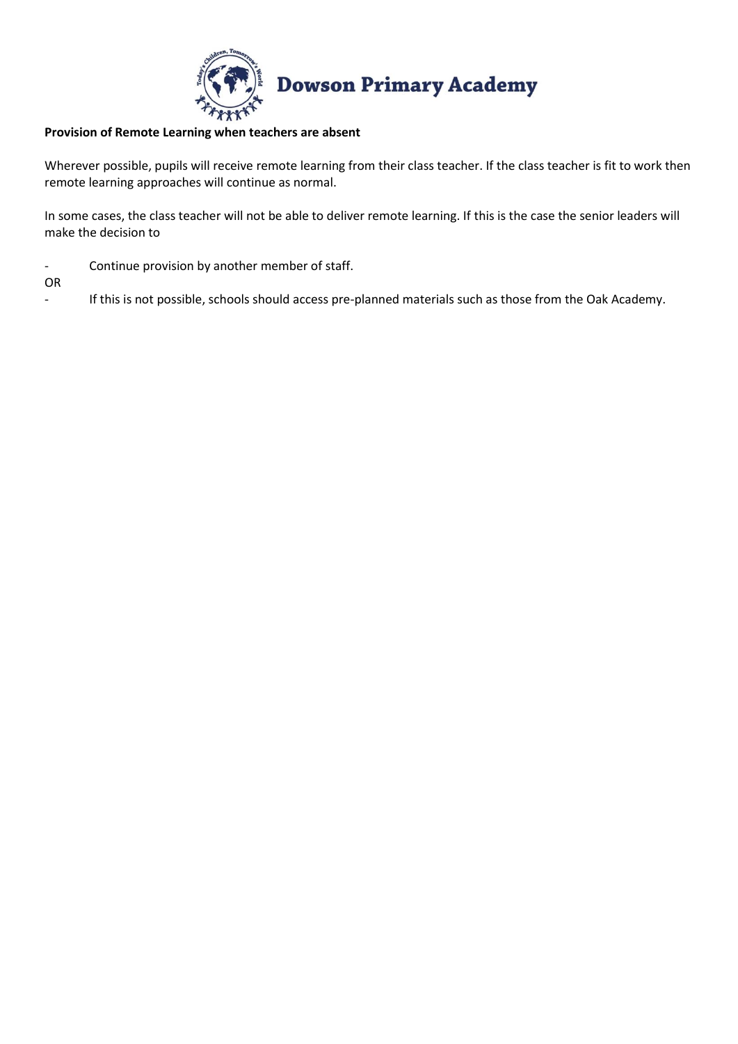**Dowson Primary Academy**

**Provision of Remote Learning when teachers are absent**

Wherever possible, pupils will receive remote learning from their class teacher. If the class teacher is fit to work then remote learning approaches will continue as normal.

In some cases, the class teacher will not be able to deliver remote learning. If this is the case the senior leaders will make the decision to

- Continue provision by another member of staff.

OR

- If this is not possible, schools should access pre-planned materials such as those from the Oak Academy.